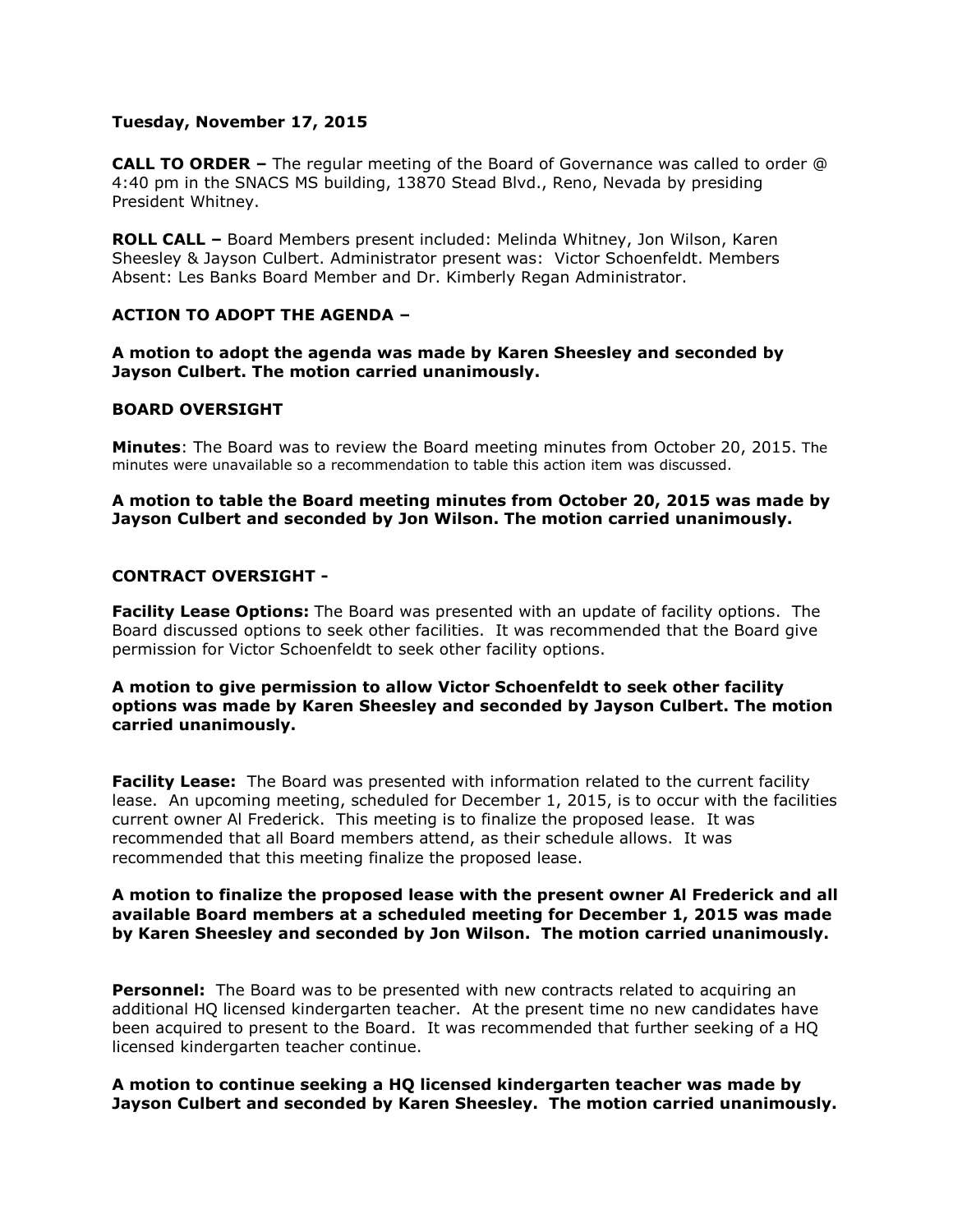**Tuesday, November 17, 2015**

**CALL TO ORDER –** The regular meeting of the Board of Governance was called to order @ 4:40 pm in the SNACS MS building, 13870 Stead Blvd., Reno, Nevada by presiding President Whitney.

**ROLL CALL –** Board Members present included: Melinda Whitney, Jon Wilson, Karen Sheesley & Jayson Culbert. Administrator present was: Victor Schoenfeldt. Members Absent: Les Banks Board Member and Dr. Kimberly Regan Administrator.

**ACTION TO ADOPT THE AGENDA –**

**A motion to adopt the agenda was made by Karen Sheesley and seconded by Jayson Culbert. The motion carried unanimously.**

**BOARD OVERSIGHT**

**Minutes**: The Board was to review the Board meeting minutes from October 20, 2015. The minutes were unavailable so a recommendation to table this action item was discussed.

**A motion to table the Board meeting minutes from October 20, 2015 was made by Jayson Culbert and seconded by Jon Wilson. The motion carried unanimously.**

**CONTRACT OVERSIGHT -**

**Facility Lease Options:** The Board was presented with an update of facility options. The Board discussed options to seek other facilities. It was recommended that the Board give permission for Victor Schoenfeldt to seek other facility options.

**A motion to give permission to allow Victor Schoenfeldt to seek other facility options was made by Karen Sheesley and seconded by Jayson Culbert. The motion carried unanimously.**

**Facility Lease:** The Board was presented with information related to the current facility lease. An upcoming meeting, scheduled for December 1, 2015, is to occur with the facilities current owner Al Frederick. This meeting is to finalize the proposed lease. It was recommended that all Board members attend, as their schedule allows. It was recommended that this meeting finalize the proposed lease.

**A motion to finalize the proposed lease with the present owner Al Frederick and all available Board members at a scheduled meeting for December 1, 2015 was made by Karen Sheesley and seconded by Jon Wilson. The motion carried unanimously.**

**Personnel:** The Board was to be presented with new contracts related to acquiring an additional HQ licensed kindergarten teacher. At the present time no new candidates have been acquired to present to the Board. It was recommended that further seeking of a HQ licensed kindergarten teacher continue.

**A motion to continue seeking a HQ licensed kindergarten teacher was made by Jayson Culbert and seconded by Karen Sheesley. The motion carried unanimously.**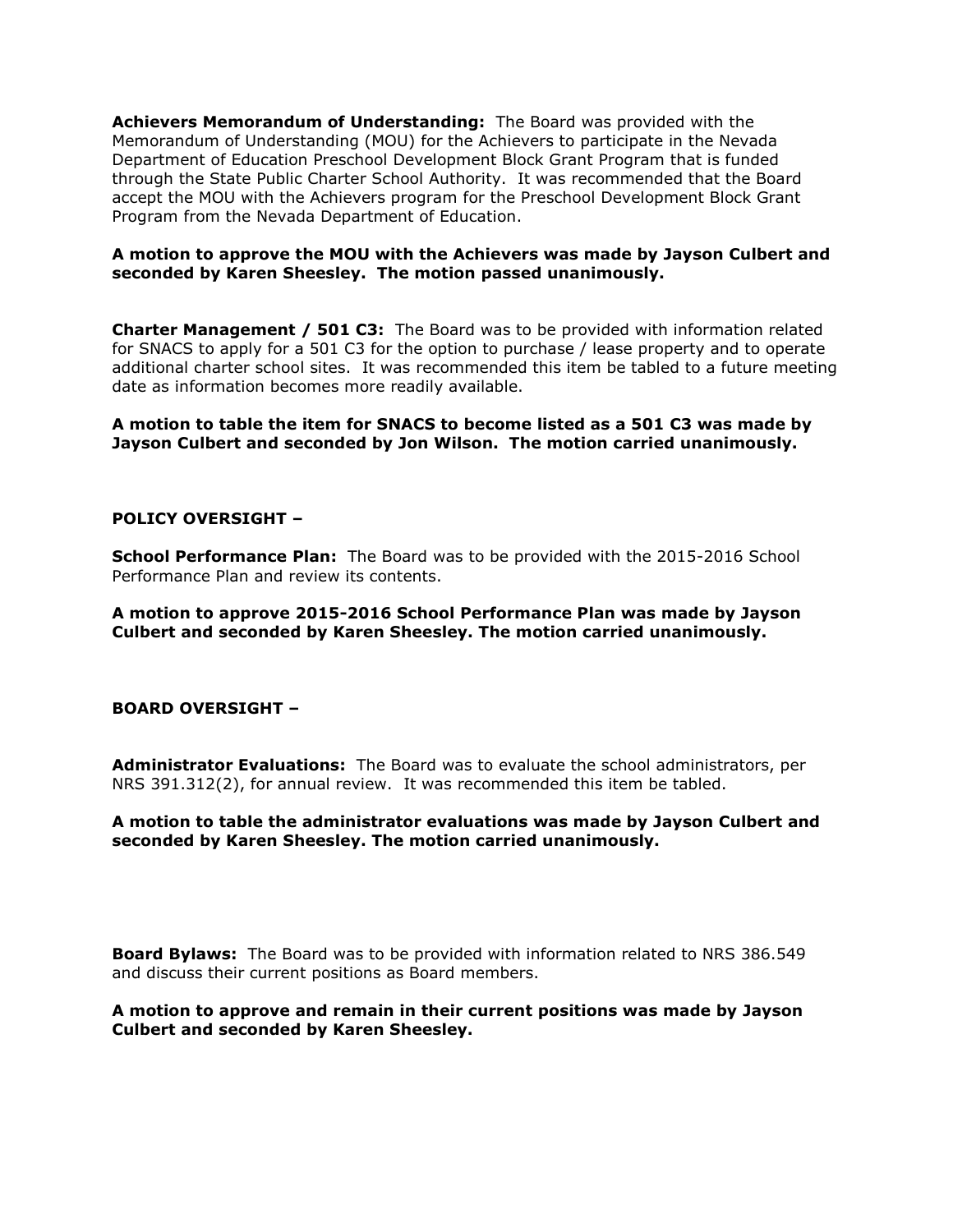**Achievers Memorandum of Understanding:** The Board was provided with the Memorandum of Understanding (MOU) for the Achievers to participate in the Nevada Department of Education Preschool Development Block Grant Program that is funded through the State Public Charter School Authority. It was recommended that the Board accept the MOU with the Achievers program for the Preschool Development Block Grant Program from the Nevada Department of Education.

**A motion to approve the MOU with the Achievers was made by Jayson Culbert and seconded by Karen Sheesley. The motion passed unanimously.**

**Charter Management / 501 C3:** The Board was to be provided with information related for SNACS to apply for a 501 C3 for the option to purchase / lease property and to operate additional charter school sites. It was recommended this item be tabled to a future meeting date as information becomes more readily available.

**A motion to table the item for SNACS to become listed as a 501 C3 was made by Jayson Culbert and seconded by Jon Wilson. The motion carried unanimously.**

**POLICY OVERSIGHT –**

**School Performance Plan:** The Board was to be provided with the 2015-2016 School Performance Plan and review its contents.

**A motion to approve 2015-2016 School Performance Plan was made by Jayson Culbert and seconded by Karen Sheesley. The motion carried unanimously.**

**BOARD OVERSIGHT –**

**Administrator Evaluations:** The Board was to evaluate the school administrators, per NRS 391.312(2), for annual review. It was recommended this item be tabled.

**A motion to table the administrator evaluations was made by Jayson Culbert and seconded by Karen Sheesley. The motion carried unanimously.**

**Board Bylaws:** The Board was to be provided with information related to NRS 386.549 and discuss their current positions as Board members.

**A motion to approve and remain in their current positions was made by Jayson Culbert and seconded by Karen Sheesley.**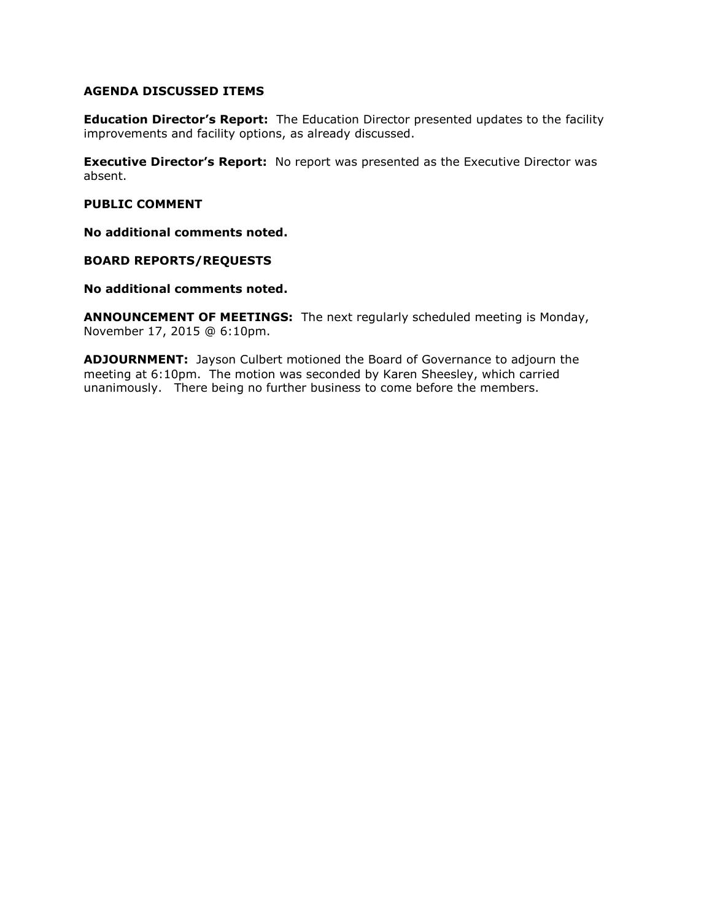**AGENDA DISCUSSED ITEMS**

**Education Director's Report:** The Education Director presented updates to the facility improvements and facility options, as already discussed.

**Executive Director's Report:** No report was presented as the Executive Director was absent.

**PUBLIC COMMENT**

**No additional comments noted.**

**BOARD REPORTS/REQUESTS**

**No additional comments noted.**

**ANNOUNCEMENT OF MEETINGS:** The next regularly scheduled meeting is Monday, November 17, 2015 @ 6:10pm.

**ADJOURNMENT:** Jayson Culbert motioned the Board of Governance to adjourn the meeting at 6:10pm. The motion was seconded by Karen Sheesley, which carried unanimously. There being no further business to come before the members.